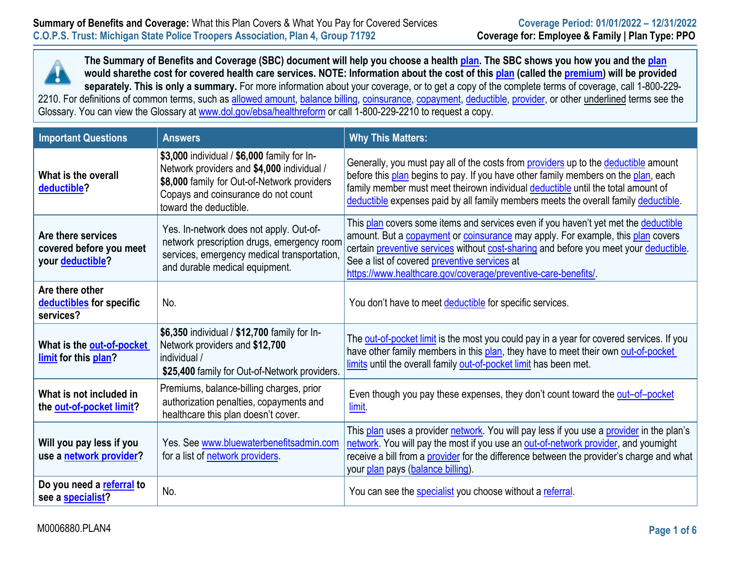**Summary of Benefits and Coverage:** What this Plan Covers & What You Pay for Covered Services
**C.O.P.S. Trust: Michigan State Police Troopers Association, Plan 4, Group 71792**

**Coverage Period: 01/01/2022 – 12/31/2022**
**Coverage for: Employee & Family | Plan Type: PPO**

**The Summary of Benefits and Coverage (SBC) document will help you choose a health plan. The SBC shows you how you and the plan would sharethe cost for covered health care services. NOTE: Information about the cost of this plan (called the premium) will be provided separately. This is only a summary.** For more information about your coverage, or to get a copy of the complete terms of coverage, call 1-800-229-2210. For definitions of common terms, such as allowed amount, balance billing, coinsurance, copayment, deductible, provider, or other underlined terms see the Glossary. You can view the Glossary at www.dol.gov/ebsa/healthreform or call 1-800-229-2210 to request a copy.

| Important Questions | Answers | Why This Matters: |
|---|---|---|
| **What is the overall deductible?** | **$3,000** individual / **$6,000** family for In-Network providers and **$4,000** individual / **$8,000** family for Out-of-Network providers Copays and coinsurance do not count toward the deductible. | Generally, you must pay all of the costs from providers up to the deductible amount before this plan begins to pay. If you have other family members on the plan, each family member must meet theirown individual deductible until the total amount of deductible expenses paid by all family members meets the overall family deductible. |
| **Are there services covered before you meet your deductible?** | Yes. In-network does not apply. Out-of-network prescription drugs, emergency room services, emergency medical transportation, and durable medical equipment. | This plan covers some items and services even if you haven't yet met the deductible amount. But a copayment or coinsurance may apply. For example, this plan covers certain preventive services without cost-sharing and before you meet your deductible. See a list of covered preventive services at https://www.healthcare.gov/coverage/preventive-care-benefits/. |
| **Are there other deductibles for specific services?** | No. | You don't have to meet deductible for specific services. |
| **What is the out-of-pocket limit for this plan?** | **$6,350** individual / **$12,700** family for In-Network providers and **$12,700** individual / **$25,400** family for Out-of-Network providers. | The out-of-pocket limit is the most you could pay in a year for covered services. If you have other family members in this plan, they have to meet their own out-of-pocket limits until the overall family out-of-pocket limit has been met. |
| **What is not included in the out-of-pocket limit?** | Premiums, balance-billing charges, prior authorization penalties, copayments and healthcare this plan doesn't cover. | Even though you pay these expenses, they don't count toward the out–of–pocket limit. |
| **Will you pay less if you use a network provider?** | Yes. See www.bluewaterbenefitsadmin.com for a list of network providers. | This plan uses a provider network. You will pay less if you use a provider in the plan's network. You will pay the most if you use an out-of-network provider, and youmight receive a bill from a provider for the difference between the provider's charge and what your plan pays (balance billing). |
| **Do you need a referral to see a specialist?** | No. | You can see the specialist you choose without a referral. |

M0006880.PLAN4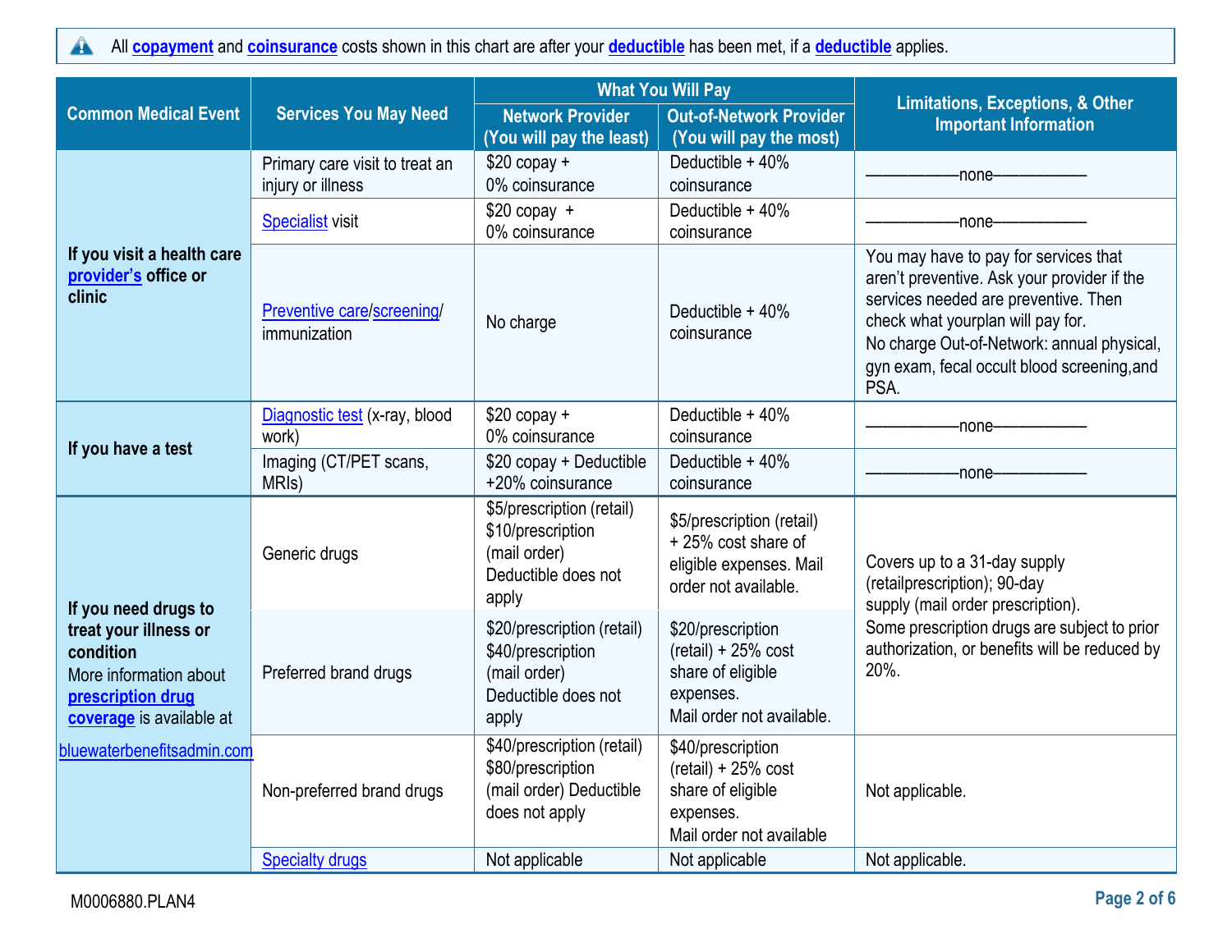All **copayment** and **coinsurance** costs shown in this chart are after your **deductible** has been met, if a **deductible** applies.

| Common Medical Event | Services You May Need | What You Will Pay | | Limitations, Exceptions, & Other Important Information |
|---|---|---|---|---|
| | | Network Provider (You will pay the least) | Out-of-Network Provider (You will pay the most) | |
| If you visit a health care provider's office or clinic | Primary care visit to treat an injury or illness | $20 copay + 0% coinsurance | Deductible + 40% coinsurance | ——————none—————— |
| | Specialist visit | $20 copay + 0% coinsurance | Deductible + 40% coinsurance | ——————none—————— |
| | Preventive care/screening/ immunization | No charge | Deductible + 40% coinsurance | You may have to pay for services that aren't preventive. Ask your provider if the services needed are preventive. Then check what yourplan will pay for. No charge Out-of-Network: annual physical, gyn exam, fecal occult blood screening,and PSA. |
| If you have a test | Diagnostic test (x-ray, blood work) | $20 copay + 0% coinsurance | Deductible + 40% coinsurance | ——————none—————— |
| | Imaging (CT/PET scans, MRIs) | $20 copay + Deductible +20% coinsurance | Deductible + 40% coinsurance | ——————none—————— |
| If you need drugs to treat your illness or condition More information about prescription drug coverage is available at bluewaterbenefitsadmin.com | Generic drugs | $5/prescription (retail) $10/prescription (mail order) Deductible does not apply | $5/prescription (retail) + 25% cost share of eligible expenses. Mail order not available. | Covers up to a 31-day supply (retailprescription); 90-day supply (mail order prescription). Some prescription drugs are subject to prior authorization, or benefits will be reduced by 20%. |
| | Preferred brand drugs | $20/prescription (retail) $40/prescription (mail order) Deductible does not apply | $20/prescription (retail) + 25% cost share of eligible expenses. Mail order not available. | |
| | Non-preferred brand drugs | $40/prescription (retail) $80/prescription (mail order) Deductible does not apply | $40/prescription (retail) + 25% cost share of eligible expenses. Mail order not available | Not applicable. |
| | Specialty drugs | Not applicable | Not applicable | Not applicable. |

M0006880.PLAN4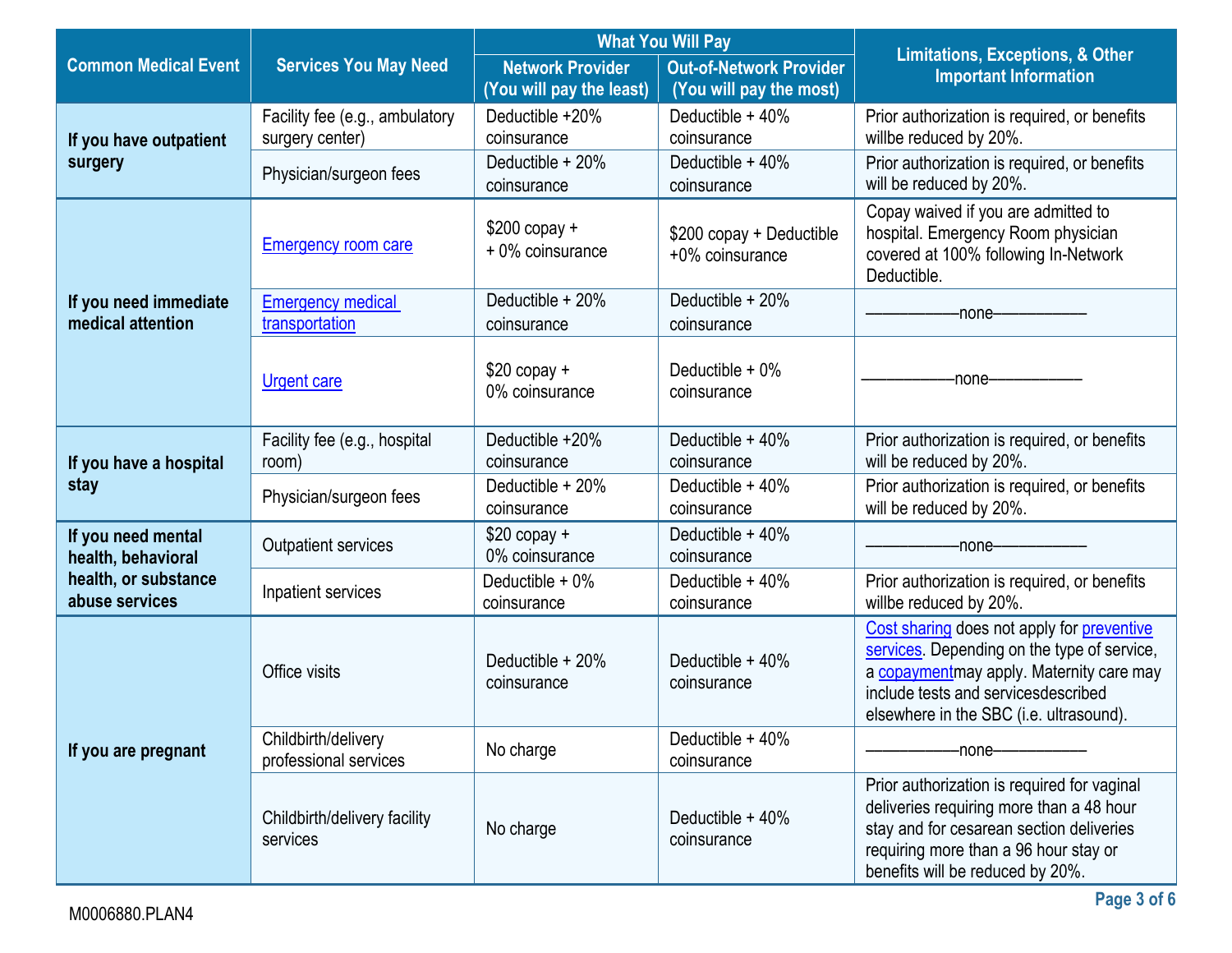| Common Medical Event | Services You May Need | What You Will Pay | | Limitations, Exceptions, & Other Important Information |
|---|---|---|---|---|
| | | Network Provider (You will pay the least) | Out-of-Network Provider (You will pay the most) | |
| **If you have outpatient surgery** | Facility fee (e.g., ambulatory surgery center) | Deductible +20% coinsurance | Deductible + 40% coinsurance | Prior authorization is required, or benefits willbe reduced by 20%. |
| | Physician/surgeon fees | Deductible + 20% coinsurance | Deductible + 40% coinsurance | Prior authorization is required, or benefits will be reduced by 20%. |
| **If you need immediate medical attention** | Emergency room care | $200 copay + + 0% coinsurance | $200 copay + Deductible +0% coinsurance | Copay waived if you are admitted to hospital. Emergency Room physician covered at 100% following In-Network Deductible. |
| | Emergency medical transportation | Deductible + 20% coinsurance | Deductible + 20% coinsurance | ——————none—————— |
| | Urgent care | $20 copay + 0% coinsurance | Deductible + 0% coinsurance | ——————none—————— |
| **If you have a hospital stay** | Facility fee (e.g., hospital room) | Deductible +20% coinsurance | Deductible + 40% coinsurance | Prior authorization is required, or benefits will be reduced by 20%. |
| | Physician/surgeon fees | Deductible + 20% coinsurance | Deductible + 40% coinsurance | Prior authorization is required, or benefits will be reduced by 20%. |
| **If you need mental health, behavioral health, or substance abuse services** | Outpatient services | $20 copay + 0% coinsurance | Deductible + 40% coinsurance | ——————none—————— |
| | Inpatient services | Deductible + 0% coinsurance | Deductible + 40% coinsurance | Prior authorization is required, or benefits willbe reduced by 20%. |
| **If you are pregnant** | Office visits | Deductible + 20% coinsurance | Deductible + 40% coinsurance | Cost sharing does not apply for preventive services. Depending on the type of service, a copaymentmay apply. Maternity care may include tests and servicesdescribed elsewhere in the SBC (i.e. ultrasound). |
| | Childbirth/delivery professional services | No charge | Deductible + 40% coinsurance | ——————none—————— |
| | Childbirth/delivery facility services | No charge | Deductible + 40% coinsurance | Prior authorization is required for vaginal deliveries requiring more than a 48 hour stay and for cesarean section deliveries requiring more than a 96 hour stay or benefits will be reduced by 20%. |

M0006880.PLAN4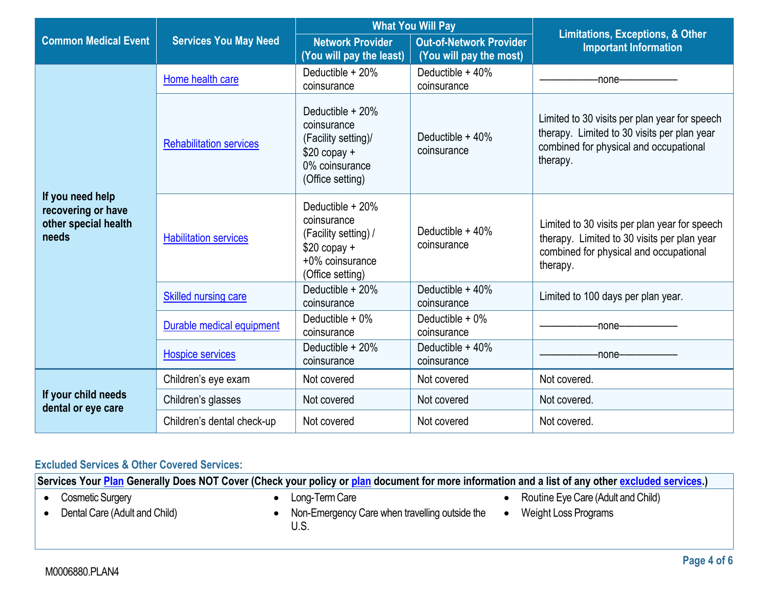| Common Medical Event | Services You May Need | What You Will Pay | | Limitations, Exceptions, & Other Important Information |
|---|---|---|---|---|
| | | Network Provider (You will pay the least) | Out-of-Network Provider (You will pay the most) | |
| If you need help recovering or have other special health needs | Home health care | Deductible + 20% coinsurance | Deductible + 40% coinsurance | ——————none—————— |
| | Rehabilitation services | Deductible + 20% coinsurance (Facility setting)/ $20 copay + 0% coinsurance (Office setting) | Deductible + 40% coinsurance | Limited to 30 visits per plan year for speech therapy. Limited to 30 visits per plan year combined for physical and occupational therapy. |
| | Habilitation services | Deductible + 20% coinsurance (Facility setting) / $20 copay + +0% coinsurance (Office setting) | Deductible + 40% coinsurance | Limited to 30 visits per plan year for speech therapy. Limited to 30 visits per plan year combined for physical and occupational therapy. |
| | Skilled nursing care | Deductible + 20% coinsurance | Deductible + 40% coinsurance | Limited to 100 days per plan year. |
| | Durable medical equipment | Deductible + 0% coinsurance | Deductible + 0% coinsurance | ——————none—————— |
| | Hospice services | Deductible + 20% coinsurance | Deductible + 40% coinsurance | ——————none—————— |
| If your child needs dental or eye care | Children's eye exam | Not covered | Not covered | Not covered. |
| | Children's glasses | Not covered | Not covered | Not covered. |
| | Children's dental check-up | Not covered | Not covered | Not covered. |

### Excluded Services & Other Covered Services:

**Services Your Plan Generally Does NOT Cover (Check your policy or plan document for more information and a list of any other excluded services.)**

- Cosmetic Surgery
- Dental Care (Adult and Child)
- Long-Term Care
- Non-Emergency Care when travelling outside the U.S.
- Routine Eye Care (Adult and Child)
- Weight Loss Programs

M0006880.PLAN4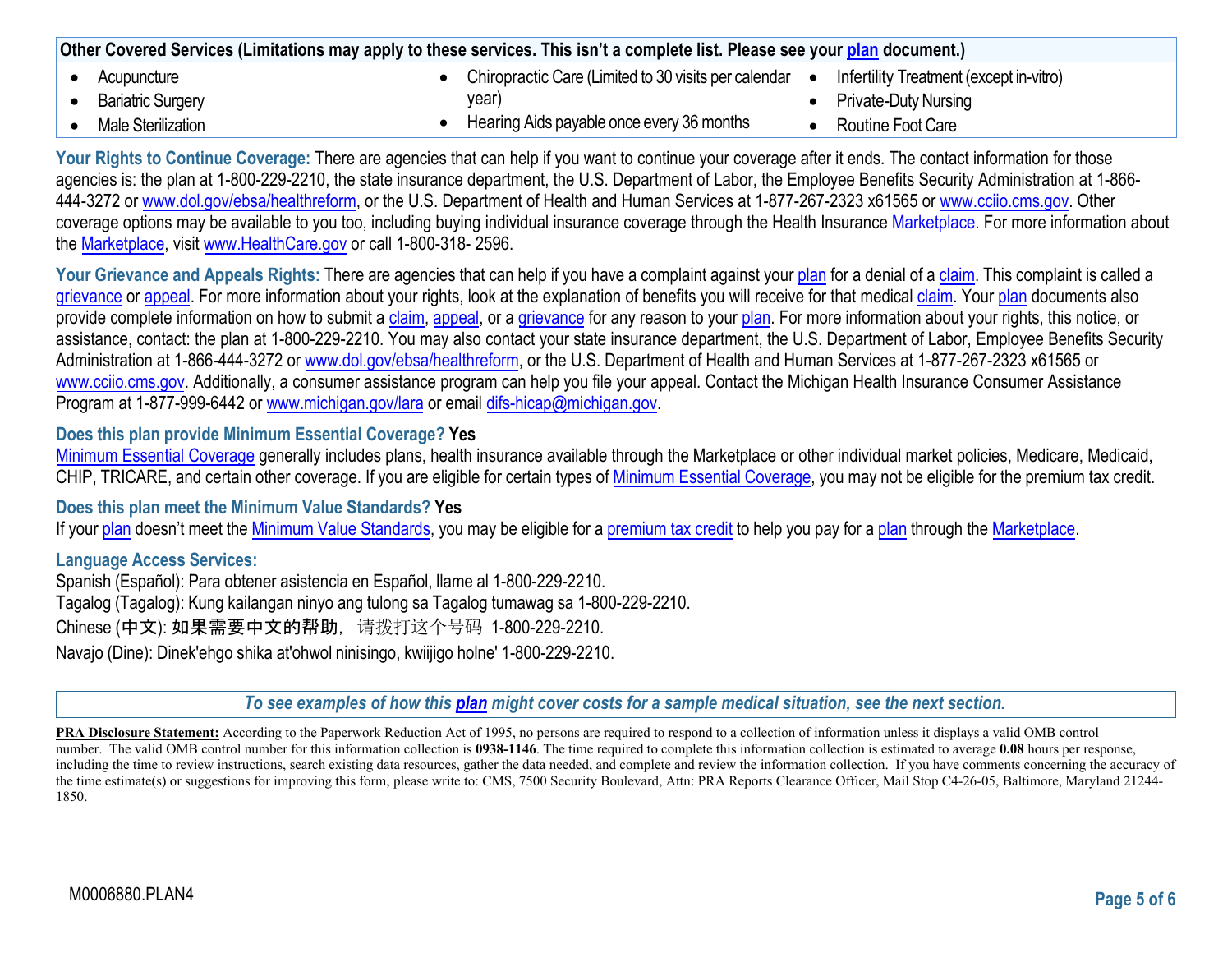| Other Covered Services (Limitations may apply to these services. This isn't a complete list. Please see your plan document.) | | |
| --- | --- | --- |
| • Acupuncture<br>• Bariatric Surgery<br>• Male Sterilization | • Chiropractic Care (Limited to 30 visits per calendar year)<br>• Hearing Aids payable once every 36 months | • Infertility Treatment (except in-vitro)<br>• Private-Duty Nursing<br>• Routine Foot Care |

**Your Rights to Continue Coverage:** There are agencies that can help if you want to continue your coverage after it ends. The contact information for those agencies is: the plan at 1-800-229-2210, the state insurance department, the U.S. Department of Labor, the Employee Benefits Security Administration at 1-866-444-3272 or www.dol.gov/ebsa/healthreform, or the U.S. Department of Health and Human Services at 1-877-267-2323 x61565 or www.cciio.cms.gov. Other coverage options may be available to you too, including buying individual insurance coverage through the Health Insurance Marketplace. For more information about the Marketplace, visit www.HealthCare.gov or call 1-800-318- 2596.

**Your Grievance and Appeals Rights:** There are agencies that can help if you have a complaint against your plan for a denial of a claim. This complaint is called a grievance or appeal. For more information about your rights, look at the explanation of benefits you will receive for that medical claim. Your plan documents also provide complete information on how to submit a claim, appeal, or a grievance for any reason to your plan. For more information about your rights, this notice, or assistance, contact: the plan at 1-800-229-2210. You may also contact your state insurance department, the U.S. Department of Labor, Employee Benefits Security Administration at 1-866-444-3272 or www.dol.gov/ebsa/healthreform, or the U.S. Department of Health and Human Services at 1-877-267-2323 x61565 or www.cciio.cms.gov. Additionally, a consumer assistance program can help you file your appeal. Contact the Michigan Health Insurance Consumer Assistance Program at 1-877-999-6442 or www.michigan.gov/lara or email difs-hicap@michigan.gov.

**Does this plan provide Minimum Essential Coverage? Yes**

Minimum Essential Coverage generally includes plans, health insurance available through the Marketplace or other individual market policies, Medicare, Medicaid, CHIP, TRICARE, and certain other coverage. If you are eligible for certain types of Minimum Essential Coverage, you may not be eligible for the premium tax credit.

**Does this plan meet the Minimum Value Standards? Yes**

If your plan doesn't meet the Minimum Value Standards, you may be eligible for a premium tax credit to help you pay for a plan through the Marketplace.

**Language Access Services:**

Spanish (Español): Para obtener asistencia en Español, llame al 1-800-229-2210.

Tagalog (Tagalog): Kung kailangan ninyo ang tulong sa Tagalog tumawag sa 1-800-229-2210.

Chinese (中文): 如果需要中文的帮助，请拨打这个号码 1-800-229-2210.

Navajo (Dine): Dinek'ehgo shika at'ohwol ninisingo, kwiijigo holne' 1-800-229-2210.

*To see examples of how this plan might cover costs for a sample medical situation, see the next section.*

**PRA Disclosure Statement:** According to the Paperwork Reduction Act of 1995, no persons are required to respond to a collection of information unless it displays a valid OMB control number. The valid OMB control number for this information collection is **0938-1146**. The time required to complete this information collection is estimated to average **0.08** hours per response, including the time to review instructions, search existing data resources, gather the data needed, and complete and review the information collection. If you have comments concerning the accuracy of the time estimate(s) or suggestions for improving this form, please write to: CMS, 7500 Security Boulevard, Attn: PRA Reports Clearance Officer, Mail Stop C4-26-05, Baltimore, Maryland 21244-1850.

M0006880.PLAN4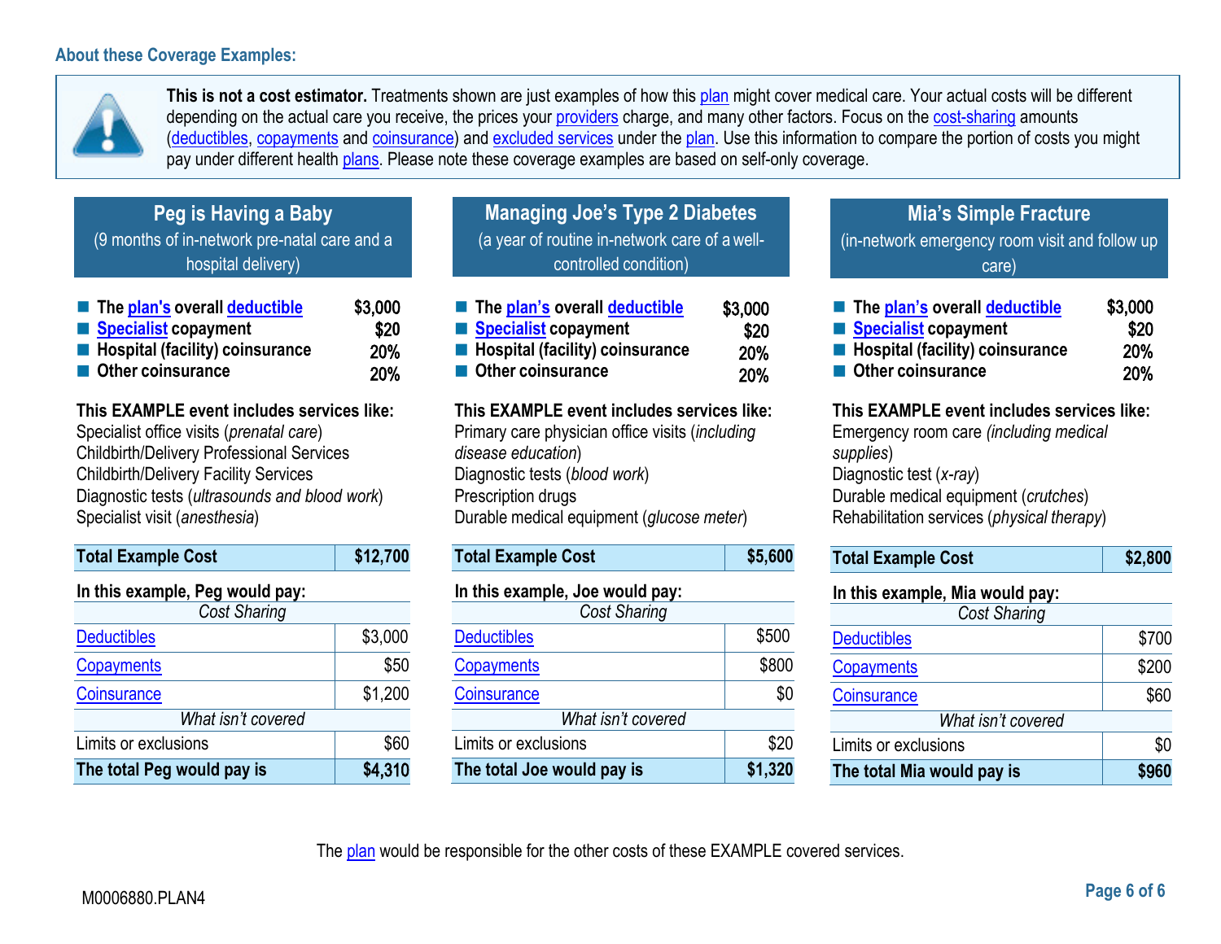### About these Coverage Examples:

**This is not a cost estimator.** Treatments shown are just examples of how this plan might cover medical care. Your actual costs will be different depending on the actual care you receive, the prices your providers charge, and many other factors. Focus on the cost-sharing amounts (deductibles, copayments and coinsurance) and excluded services under the plan. Use this information to compare the portion of costs you might pay under different health plans. Please note these coverage examples are based on self-only coverage.

## Peg is Having a Baby

(9 months of in-network pre-natal care and a hospital delivery)

| | |
|---|---|
| **The plan's overall deductible** | **$3,000** |
| **Specialist copayment** | **$20** |
| **Hospital (facility) coinsurance** | **20%** |
| **Other coinsurance** | **20%** |

**This EXAMPLE event includes services like:**
Specialist office visits (*prenatal care*)
Childbirth/Delivery Professional Services
Childbirth/Delivery Facility Services
Diagnostic tests (*ultrasounds and blood work*)
Specialist visit (*anesthesia*)

| **Total Example Cost** | **$12,700** |
|---|---|

**In this example, Peg would pay:**

| *Cost Sharing* | |
|---|---|
| Deductibles | $3,000 |
| Copayments | $50 |
| Coinsurance | $1,200 |
| *What isn't covered* | |
| Limits or exclusions | $60 |
| **The total Peg would pay is** | **$4,310** |

## Managing Joe's Type 2 Diabetes

(a year of routine in-network care of a well-controlled condition)

| | |
|---|---|
| **The plan's overall deductible** | **$3,000** |
| **Specialist copayment** | **$20** |
| **Hospital (facility) coinsurance** | **20%** |
| **Other coinsurance** | **20%** |

**This EXAMPLE event includes services like:**
Primary care physician office visits (*including disease education*)
Diagnostic tests (*blood work*)
Prescription drugs
Durable medical equipment (*glucose meter*)

| **Total Example Cost** | **$5,600** |
|---|---|

**In this example, Joe would pay:**

| *Cost Sharing* | |
|---|---|
| Deductibles | $500 |
| Copayments | $800 |
| Coinsurance | $0 |
| *What isn't covered* | |
| Limits or exclusions | $20 |
| **The total Joe would pay is** | **$1,320** |

## Mia's Simple Fracture

(in-network emergency room visit and follow up care)

| | |
|---|---|
| **The plan's overall deductible** | **$3,000** |
| **Specialist copayment** | **$20** |
| **Hospital (facility) coinsurance** | **20%** |
| **Other coinsurance** | **20%** |

**This EXAMPLE event includes services like:**
Emergency room care *(including medical supplies)*
Diagnostic test (*x-ray)*
Durable medical equipment (*crutches*)
Rehabilitation services (*physical therapy*)

| **Total Example Cost** | **$2,800** |
|---|---|

**In this example, Mia would pay:**

| *Cost Sharing* | |
|---|---|
| Deductibles | $700 |
| Copayments | $200 |
| Coinsurance | $60 |
| *What isn't covered* | |
| Limits or exclusions | $0 |
| **The total Mia would pay is** | **$960** |

The plan would be responsible for the other costs of these EXAMPLE covered services.

M0006880.PLAN4